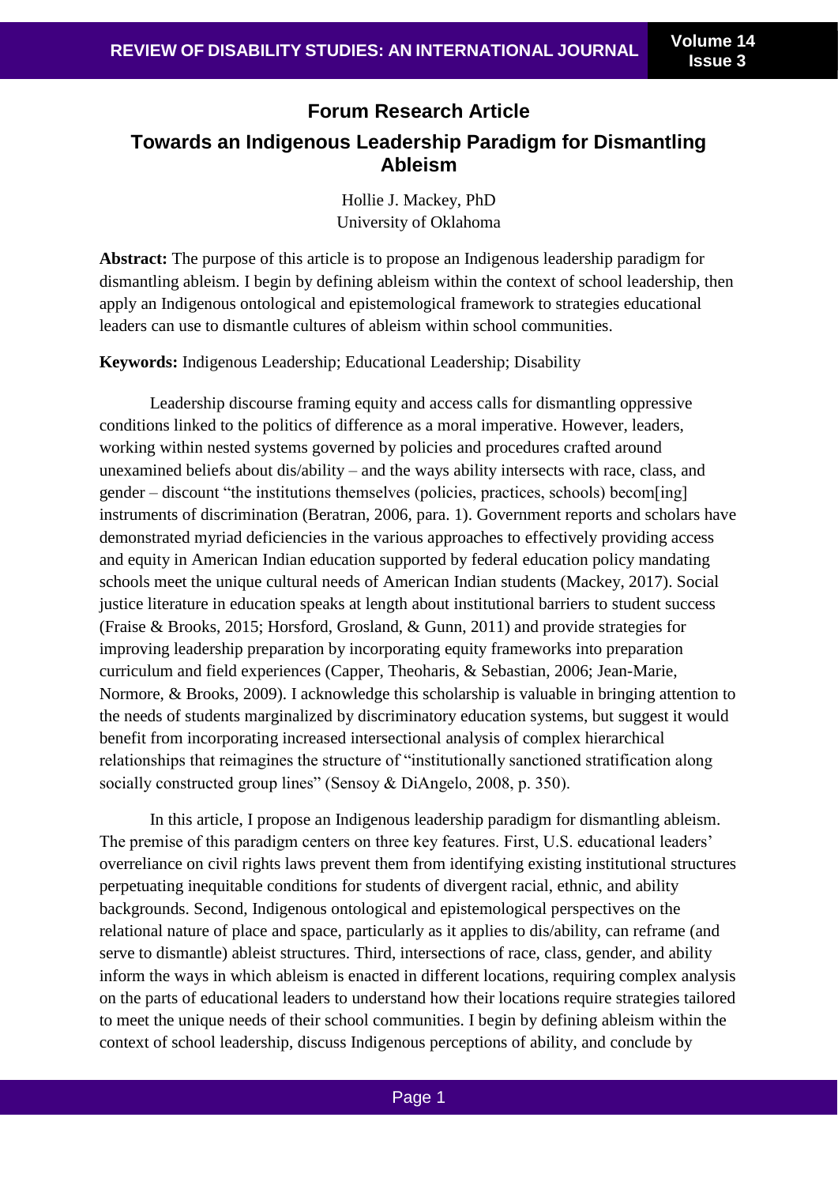**Forum Research Article**

# Towards an Indigenous Leadership Paradigm for Dismantling Ableism

Hollie J. Mackey, PhD
University of Oklahoma

**Abstract:** The purpose of this article is to propose an Indigenous leadership paradigm for dismantling ableism. I begin by defining ableism within the context of school leadership, then apply an Indigenous ontological and epistemological framework to strategies educational leaders can use to dismantle cultures of ableism within school communities.

**Keywords:** Indigenous Leadership; Educational Leadership; Disability

Leadership discourse framing equity and access calls for dismantling oppressive conditions linked to the politics of difference as a moral imperative. However, leaders, working within nested systems governed by policies and procedures crafted around unexamined beliefs about dis/ability – and the ways ability intersects with race, class, and gender – discount "the institutions themselves (policies, practices, schools) becom[ing] instruments of discrimination (Beratran, 2006, para. 1). Government reports and scholars have demonstrated myriad deficiencies in the various approaches to effectively providing access and equity in American Indian education supported by federal education policy mandating schools meet the unique cultural needs of American Indian students (Mackey, 2017). Social justice literature in education speaks at length about institutional barriers to student success (Fraise & Brooks, 2015; Horsford, Grosland, & Gunn, 2011) and provide strategies for improving leadership preparation by incorporating equity frameworks into preparation curriculum and field experiences (Capper, Theoharis, & Sebastian, 2006; Jean-Marie, Normore, & Brooks, 2009). I acknowledge this scholarship is valuable in bringing attention to the needs of students marginalized by discriminatory education systems, but suggest it would benefit from incorporating increased intersectional analysis of complex hierarchical relationships that reimagines the structure of "institutionally sanctioned stratification along socially constructed group lines" (Sensoy & DiAngelo, 2008, p. 350).

In this article, I propose an Indigenous leadership paradigm for dismantling ableism. The premise of this paradigm centers on three key features. First, U.S. educational leaders' overreliance on civil rights laws prevent them from identifying existing institutional structures perpetuating inequitable conditions for students of divergent racial, ethnic, and ability backgrounds. Second, Indigenous ontological and epistemological perspectives on the relational nature of place and space, particularly as it applies to dis/ability, can reframe (and serve to dismantle) ableist structures. Third, intersections of race, class, gender, and ability inform the ways in which ableism is enacted in different locations, requiring complex analysis on the parts of educational leaders to understand how their locations require strategies tailored to meet the unique needs of their school communities. I begin by defining ableism within the context of school leadership, discuss Indigenous perceptions of ability, and conclude by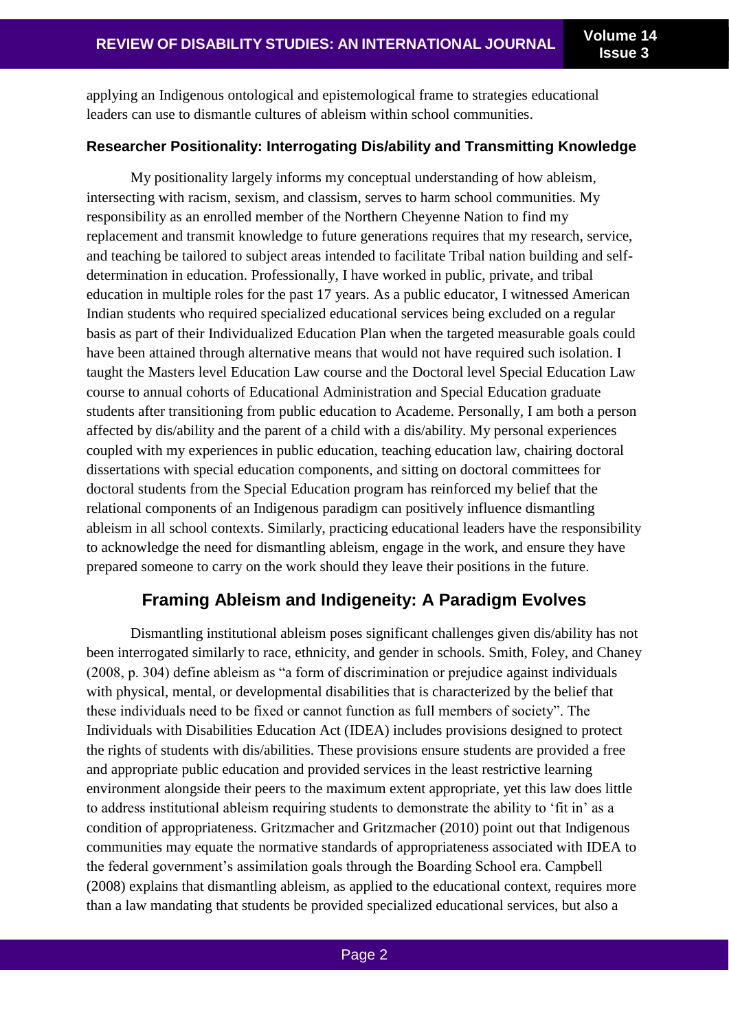applying an Indigenous ontological and epistemological frame to strategies educational leaders can use to dismantle cultures of ableism within school communities.

### Researcher Positionality: Interrogating Dis/ability and Transmitting Knowledge

My positionality largely informs my conceptual understanding of how ableism, intersecting with racism, sexism, and classism, serves to harm school communities. My responsibility as an enrolled member of the Northern Cheyenne Nation to find my replacement and transmit knowledge to future generations requires that my research, service, and teaching be tailored to subject areas intended to facilitate Tribal nation building and self-determination in education. Professionally, I have worked in public, private, and tribal education in multiple roles for the past 17 years. As a public educator, I witnessed American Indian students who required specialized educational services being excluded on a regular basis as part of their Individualized Education Plan when the targeted measurable goals could have been attained through alternative means that would not have required such isolation. I taught the Masters level Education Law course and the Doctoral level Special Education Law course to annual cohorts of Educational Administration and Special Education graduate students after transitioning from public education to Academe. Personally, I am both a person affected by dis/ability and the parent of a child with a dis/ability. My personal experiences coupled with my experiences in public education, teaching education law, chairing doctoral dissertations with special education components, and sitting on doctoral committees for doctoral students from the Special Education program has reinforced my belief that the relational components of an Indigenous paradigm can positively influence dismantling ableism in all school contexts. Similarly, practicing educational leaders have the responsibility to acknowledge the need for dismantling ableism, engage in the work, and ensure they have prepared someone to carry on the work should they leave their positions in the future.

## Framing Ableism and Indigeneity: A Paradigm Evolves

Dismantling institutional ableism poses significant challenges given dis/ability has not been interrogated similarly to race, ethnicity, and gender in schools. Smith, Foley, and Chaney (2008, p. 304) define ableism as "a form of discrimination or prejudice against individuals with physical, mental, or developmental disabilities that is characterized by the belief that these individuals need to be fixed or cannot function as full members of society". The Individuals with Disabilities Education Act (IDEA) includes provisions designed to protect the rights of students with dis/abilities. These provisions ensure students are provided a free and appropriate public education and provided services in the least restrictive learning environment alongside their peers to the maximum extent appropriate, yet this law does little to address institutional ableism requiring students to demonstrate the ability to 'fit in' as a condition of appropriateness. Gritzmacher and Gritzmacher (2010) point out that Indigenous communities may equate the normative standards of appropriateness associated with IDEA to the federal government's assimilation goals through the Boarding School era. Campbell (2008) explains that dismantling ableism, as applied to the educational context, requires more than a law mandating that students be provided specialized educational services, but also a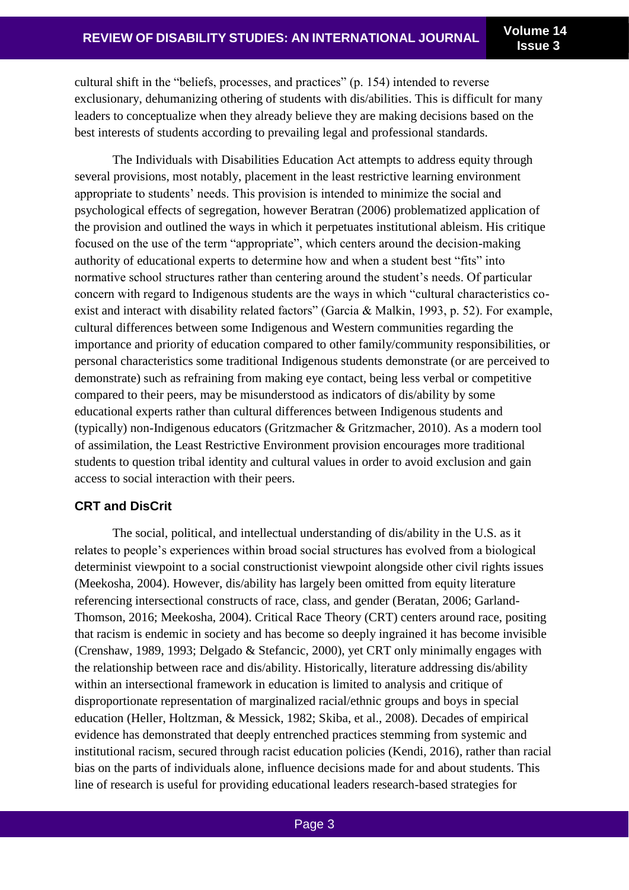cultural shift in the "beliefs, processes, and practices" (p. 154) intended to reverse exclusionary, dehumanizing othering of students with dis/abilities. This is difficult for many leaders to conceptualize when they already believe they are making decisions based on the best interests of students according to prevailing legal and professional standards.

The Individuals with Disabilities Education Act attempts to address equity through several provisions, most notably, placement in the least restrictive learning environment appropriate to students' needs. This provision is intended to minimize the social and psychological effects of segregation, however Beratran (2006) problematized application of the provision and outlined the ways in which it perpetuates institutional ableism. His critique focused on the use of the term "appropriate", which centers around the decision-making authority of educational experts to determine how and when a student best "fits" into normative school structures rather than centering around the student's needs. Of particular concern with regard to Indigenous students are the ways in which "cultural characteristics co-exist and interact with disability related factors" (Garcia & Malkin, 1993, p. 52). For example, cultural differences between some Indigenous and Western communities regarding the importance and priority of education compared to other family/community responsibilities, or personal characteristics some traditional Indigenous students demonstrate (or are perceived to demonstrate) such as refraining from making eye contact, being less verbal or competitive compared to their peers, may be misunderstood as indicators of dis/ability by some educational experts rather than cultural differences between Indigenous students and (typically) non-Indigenous educators (Gritzmacher & Gritzmacher, 2010). As a modern tool of assimilation, the Least Restrictive Environment provision encourages more traditional students to question tribal identity and cultural values in order to avoid exclusion and gain access to social interaction with their peers.

### CRT and DisCrit

The social, political, and intellectual understanding of dis/ability in the U.S. as it relates to people's experiences within broad social structures has evolved from a biological determinist viewpoint to a social constructionist viewpoint alongside other civil rights issues (Meekosha, 2004). However, dis/ability has largely been omitted from equity literature referencing intersectional constructs of race, class, and gender (Beratan, 2006; Garland-Thomson, 2016; Meekosha, 2004). Critical Race Theory (CRT) centers around race, positing that racism is endemic in society and has become so deeply ingrained it has become invisible (Crenshaw, 1989, 1993; Delgado & Stefancic, 2000), yet CRT only minimally engages with the relationship between race and dis/ability. Historically, literature addressing dis/ability within an intersectional framework in education is limited to analysis and critique of disproportionate representation of marginalized racial/ethnic groups and boys in special education (Heller, Holtzman, & Messick, 1982; Skiba, et al., 2008). Decades of empirical evidence has demonstrated that deeply entrenched practices stemming from systemic and institutional racism, secured through racist education policies (Kendi, 2016), rather than racial bias on the parts of individuals alone, influence decisions made for and about students. This line of research is useful for providing educational leaders research-based strategies for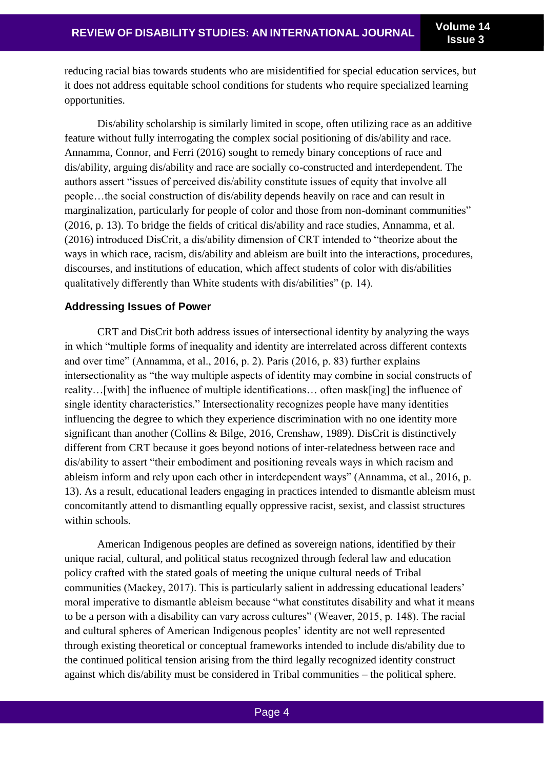reducing racial bias towards students who are misidentified for special education services, but it does not address equitable school conditions for students who require specialized learning opportunities.

Dis/ability scholarship is similarly limited in scope, often utilizing race as an additive feature without fully interrogating the complex social positioning of dis/ability and race. Annamma, Connor, and Ferri (2016) sought to remedy binary conceptions of race and dis/ability, arguing dis/ability and race are socially co-constructed and interdependent. The authors assert "issues of perceived dis/ability constitute issues of equity that involve all people…the social construction of dis/ability depends heavily on race and can result in marginalization, particularly for people of color and those from non-dominant communities" (2016, p. 13). To bridge the fields of critical dis/ability and race studies, Annamma, et al. (2016) introduced DisCrit, a dis/ability dimension of CRT intended to "theorize about the ways in which race, racism, dis/ability and ableism are built into the interactions, procedures, discourses, and institutions of education, which affect students of color with dis/abilities qualitatively differently than White students with dis/abilities" (p. 14).

### Addressing Issues of Power

CRT and DisCrit both address issues of intersectional identity by analyzing the ways in which "multiple forms of inequality and identity are interrelated across different contexts and over time" (Annamma, et al., 2016, p. 2). Paris (2016, p. 83) further explains intersectionality as "the way multiple aspects of identity may combine in social constructs of reality…[with] the influence of multiple identifications… often mask[ing] the influence of single identity characteristics." Intersectionality recognizes people have many identities influencing the degree to which they experience discrimination with no one identity more significant than another (Collins & Bilge, 2016, Crenshaw, 1989). DisCrit is distinctively different from CRT because it goes beyond notions of inter-relatedness between race and dis/ability to assert "their embodiment and positioning reveals ways in which racism and ableism inform and rely upon each other in interdependent ways" (Annamma, et al., 2016, p. 13). As a result, educational leaders engaging in practices intended to dismantle ableism must concomitantly attend to dismantling equally oppressive racist, sexist, and classist structures within schools.

American Indigenous peoples are defined as sovereign nations, identified by their unique racial, cultural, and political status recognized through federal law and education policy crafted with the stated goals of meeting the unique cultural needs of Tribal communities (Mackey, 2017). This is particularly salient in addressing educational leaders' moral imperative to dismantle ableism because "what constitutes disability and what it means to be a person with a disability can vary across cultures" (Weaver, 2015, p. 148). The racial and cultural spheres of American Indigenous peoples' identity are not well represented through existing theoretical or conceptual frameworks intended to include dis/ability due to the continued political tension arising from the third legally recognized identity construct against which dis/ability must be considered in Tribal communities – the political sphere.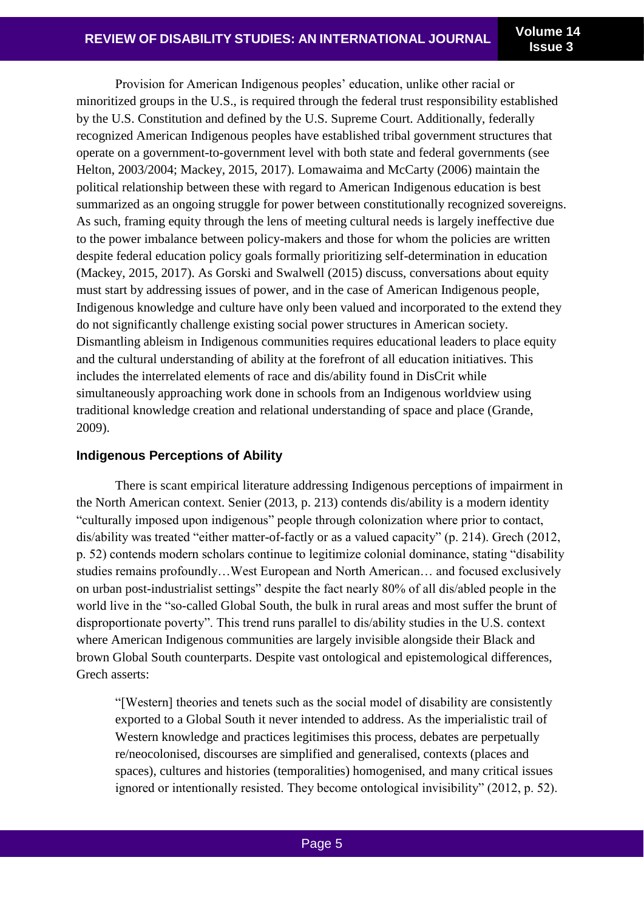Provision for American Indigenous peoples' education, unlike other racial or minoritized groups in the U.S., is required through the federal trust responsibility established by the U.S. Constitution and defined by the U.S. Supreme Court. Additionally, federally recognized American Indigenous peoples have established tribal government structures that operate on a government-to-government level with both state and federal governments (see Helton, 2003/2004; Mackey, 2015, 2017). Lomawaima and McCarty (2006) maintain the political relationship between these with regard to American Indigenous education is best summarized as an ongoing struggle for power between constitutionally recognized sovereigns. As such, framing equity through the lens of meeting cultural needs is largely ineffective due to the power imbalance between policy-makers and those for whom the policies are written despite federal education policy goals formally prioritizing self-determination in education (Mackey, 2015, 2017). As Gorski and Swalwell (2015) discuss, conversations about equity must start by addressing issues of power, and in the case of American Indigenous people, Indigenous knowledge and culture have only been valued and incorporated to the extend they do not significantly challenge existing social power structures in American society. Dismantling ableism in Indigenous communities requires educational leaders to place equity and the cultural understanding of ability at the forefront of all education initiatives. This includes the interrelated elements of race and dis/ability found in DisCrit while simultaneously approaching work done in schools from an Indigenous worldview using traditional knowledge creation and relational understanding of space and place (Grande, 2009).

### Indigenous Perceptions of Ability

There is scant empirical literature addressing Indigenous perceptions of impairment in the North American context. Senier (2013, p. 213) contends dis/ability is a modern identity "culturally imposed upon indigenous" people through colonization where prior to contact, dis/ability was treated "either matter-of-factly or as a valued capacity" (p. 214). Grech (2012, p. 52) contends modern scholars continue to legitimize colonial dominance, stating "disability studies remains profoundly…West European and North American… and focused exclusively on urban post-industrialist settings" despite the fact nearly 80% of all dis/abled people in the world live in the "so-called Global South, the bulk in rural areas and most suffer the brunt of disproportionate poverty". This trend runs parallel to dis/ability studies in the U.S. context where American Indigenous communities are largely invisible alongside their Black and brown Global South counterparts. Despite vast ontological and epistemological differences, Grech asserts:

> "[Western] theories and tenets such as the social model of disability are consistently exported to a Global South it never intended to address. As the imperialistic trail of Western knowledge and practices legitimises this process, debates are perpetually re/neocolonised, discourses are simplified and generalised, contexts (places and spaces), cultures and histories (temporalities) homogenised, and many critical issues ignored or intentionally resisted. They become ontological invisibility" (2012, p. 52).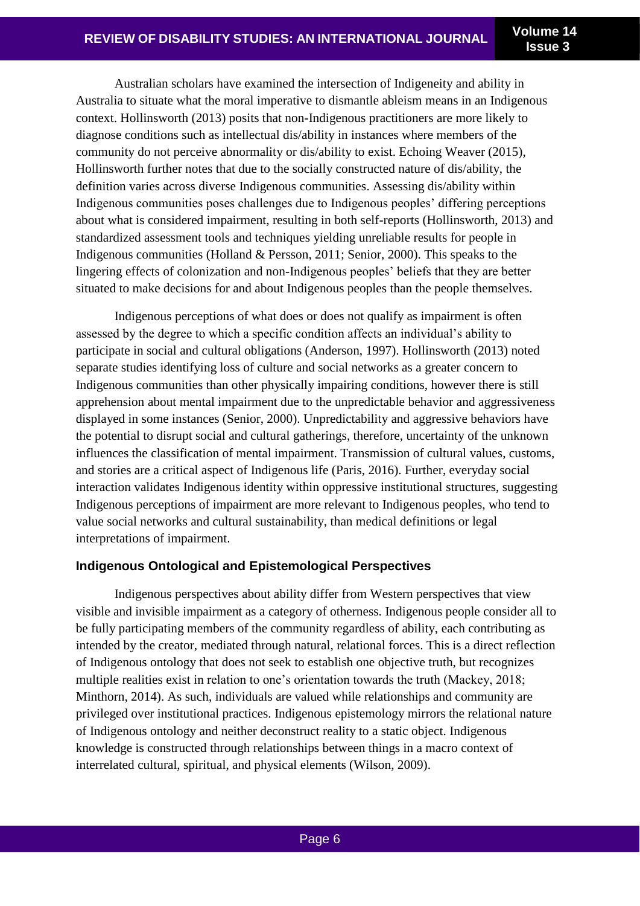Australian scholars have examined the intersection of Indigeneity and ability in Australia to situate what the moral imperative to dismantle ableism means in an Indigenous context. Hollinsworth (2013) posits that non-Indigenous practitioners are more likely to diagnose conditions such as intellectual dis/ability in instances where members of the community do not perceive abnormality or dis/ability to exist. Echoing Weaver (2015), Hollinsworth further notes that due to the socially constructed nature of dis/ability, the definition varies across diverse Indigenous communities. Assessing dis/ability within Indigenous communities poses challenges due to Indigenous peoples' differing perceptions about what is considered impairment, resulting in both self-reports (Hollinsworth, 2013) and standardized assessment tools and techniques yielding unreliable results for people in Indigenous communities (Holland & Persson, 2011; Senior, 2000). This speaks to the lingering effects of colonization and non-Indigenous peoples' beliefs that they are better situated to make decisions for and about Indigenous peoples than the people themselves.

Indigenous perceptions of what does or does not qualify as impairment is often assessed by the degree to which a specific condition affects an individual's ability to participate in social and cultural obligations (Anderson, 1997). Hollinsworth (2013) noted separate studies identifying loss of culture and social networks as a greater concern to Indigenous communities than other physically impairing conditions, however there is still apprehension about mental impairment due to the unpredictable behavior and aggressiveness displayed in some instances (Senior, 2000). Unpredictability and aggressive behaviors have the potential to disrupt social and cultural gatherings, therefore, uncertainty of the unknown influences the classification of mental impairment. Transmission of cultural values, customs, and stories are a critical aspect of Indigenous life (Paris, 2016). Further, everyday social interaction validates Indigenous identity within oppressive institutional structures, suggesting Indigenous perceptions of impairment are more relevant to Indigenous peoples, who tend to value social networks and cultural sustainability, than medical definitions or legal interpretations of impairment.

### Indigenous Ontological and Epistemological Perspectives

Indigenous perspectives about ability differ from Western perspectives that view visible and invisible impairment as a category of otherness. Indigenous people consider all to be fully participating members of the community regardless of ability, each contributing as intended by the creator, mediated through natural, relational forces. This is a direct reflection of Indigenous ontology that does not seek to establish one objective truth, but recognizes multiple realities exist in relation to one's orientation towards the truth (Mackey, 2018; Minthorn, 2014). As such, individuals are valued while relationships and community are privileged over institutional practices. Indigenous epistemology mirrors the relational nature of Indigenous ontology and neither deconstruct reality to a static object. Indigenous knowledge is constructed through relationships between things in a macro context of interrelated cultural, spiritual, and physical elements (Wilson, 2009).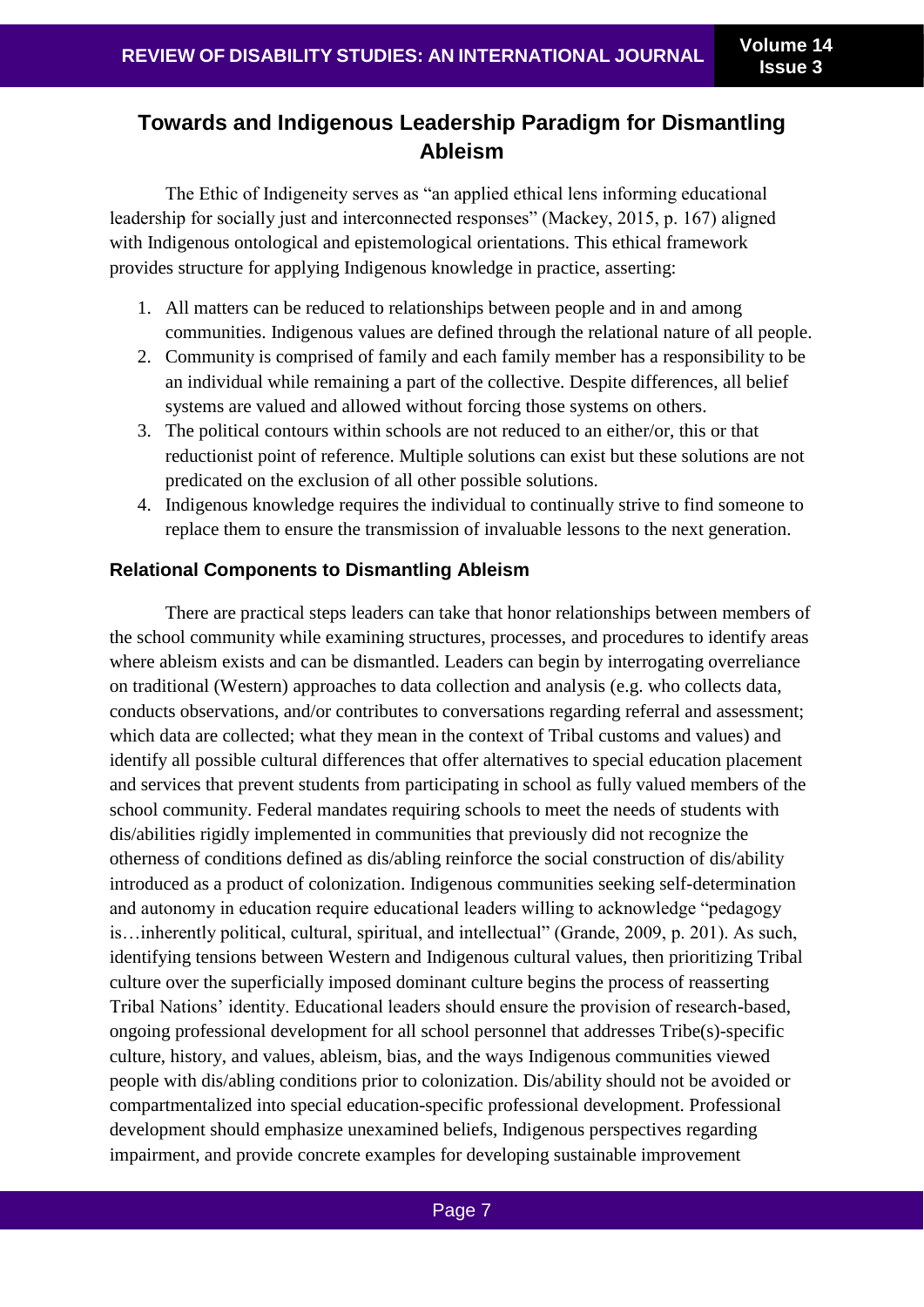## Towards and Indigenous Leadership Paradigm for Dismantling Ableism

The Ethic of Indigeneity serves as "an applied ethical lens informing educational leadership for socially just and interconnected responses" (Mackey, 2015, p. 167) aligned with Indigenous ontological and epistemological orientations. This ethical framework provides structure for applying Indigenous knowledge in practice, asserting:

1. All matters can be reduced to relationships between people and in and among communities. Indigenous values are defined through the relational nature of all people.
2. Community is comprised of family and each family member has a responsibility to be an individual while remaining a part of the collective. Despite differences, all belief systems are valued and allowed without forcing those systems on others.
3. The political contours within schools are not reduced to an either/or, this or that reductionist point of reference. Multiple solutions can exist but these solutions are not predicated on the exclusion of all other possible solutions.
4. Indigenous knowledge requires the individual to continually strive to find someone to replace them to ensure the transmission of invaluable lessons to the next generation.

### Relational Components to Dismantling Ableism

There are practical steps leaders can take that honor relationships between members of the school community while examining structures, processes, and procedures to identify areas where ableism exists and can be dismantled. Leaders can begin by interrogating overreliance on traditional (Western) approaches to data collection and analysis (e.g. who collects data, conducts observations, and/or contributes to conversations regarding referral and assessment; which data are collected; what they mean in the context of Tribal customs and values) and identify all possible cultural differences that offer alternatives to special education placement and services that prevent students from participating in school as fully valued members of the school community. Federal mandates requiring schools to meet the needs of students with dis/abilities rigidly implemented in communities that previously did not recognize the otherness of conditions defined as dis/abling reinforce the social construction of dis/ability introduced as a product of colonization. Indigenous communities seeking self-determination and autonomy in education require educational leaders willing to acknowledge "pedagogy is…inherently political, cultural, spiritual, and intellectual" (Grande, 2009, p. 201). As such, identifying tensions between Western and Indigenous cultural values, then prioritizing Tribal culture over the superficially imposed dominant culture begins the process of reasserting Tribal Nations' identity. Educational leaders should ensure the provision of research-based, ongoing professional development for all school personnel that addresses Tribe(s)-specific culture, history, and values, ableism, bias, and the ways Indigenous communities viewed people with dis/abling conditions prior to colonization. Dis/ability should not be avoided or compartmentalized into special education-specific professional development. Professional development should emphasize unexamined beliefs, Indigenous perspectives regarding impairment, and provide concrete examples for developing sustainable improvement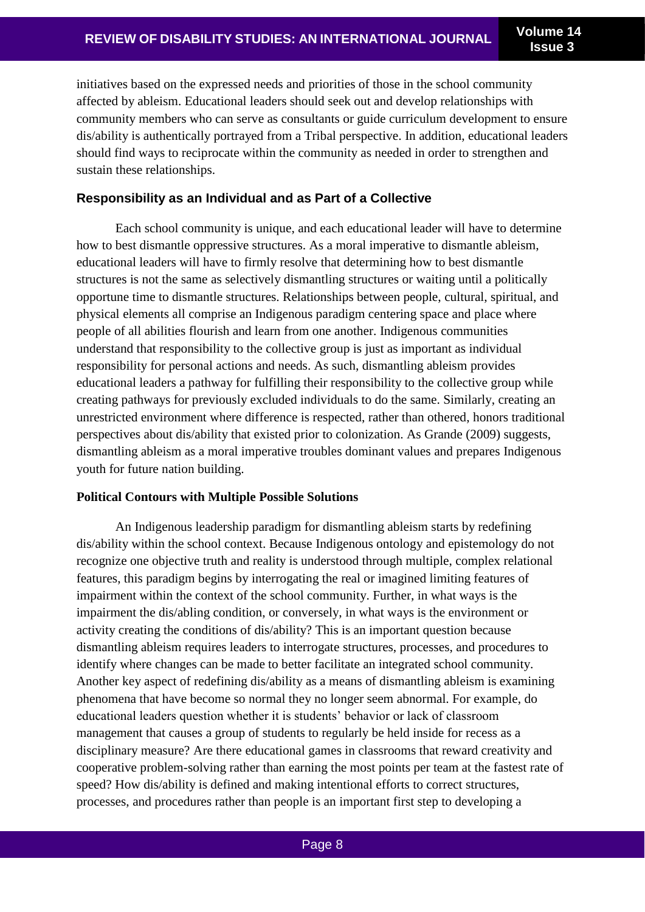initiatives based on the expressed needs and priorities of those in the school community affected by ableism. Educational leaders should seek out and develop relationships with community members who can serve as consultants or guide curriculum development to ensure dis/ability is authentically portrayed from a Tribal perspective. In addition, educational leaders should find ways to reciprocate within the community as needed in order to strengthen and sustain these relationships.

### Responsibility as an Individual and as Part of a Collective

Each school community is unique, and each educational leader will have to determine how to best dismantle oppressive structures. As a moral imperative to dismantle ableism, educational leaders will have to firmly resolve that determining how to best dismantle structures is not the same as selectively dismantling structures or waiting until a politically opportune time to dismantle structures. Relationships between people, cultural, spiritual, and physical elements all comprise an Indigenous paradigm centering space and place where people of all abilities flourish and learn from one another. Indigenous communities understand that responsibility to the collective group is just as important as individual responsibility for personal actions and needs. As such, dismantling ableism provides educational leaders a pathway for fulfilling their responsibility to the collective group while creating pathways for previously excluded individuals to do the same. Similarly, creating an unrestricted environment where difference is respected, rather than othered, honors traditional perspectives about dis/ability that existed prior to colonization. As Grande (2009) suggests, dismantling ableism as a moral imperative troubles dominant values and prepares Indigenous youth for future nation building.

### Political Contours with Multiple Possible Solutions

An Indigenous leadership paradigm for dismantling ableism starts by redefining dis/ability within the school context. Because Indigenous ontology and epistemology do not recognize one objective truth and reality is understood through multiple, complex relational features, this paradigm begins by interrogating the real or imagined limiting features of impairment within the context of the school community. Further, in what ways is the impairment the dis/abling condition, or conversely, in what ways is the environment or activity creating the conditions of dis/ability? This is an important question because dismantling ableism requires leaders to interrogate structures, processes, and procedures to identify where changes can be made to better facilitate an integrated school community. Another key aspect of redefining dis/ability as a means of dismantling ableism is examining phenomena that have become so normal they no longer seem abnormal. For example, do educational leaders question whether it is students' behavior or lack of classroom management that causes a group of students to regularly be held inside for recess as a disciplinary measure? Are there educational games in classrooms that reward creativity and cooperative problem-solving rather than earning the most points per team at the fastest rate of speed? How dis/ability is defined and making intentional efforts to correct structures, processes, and procedures rather than people is an important first step to developing a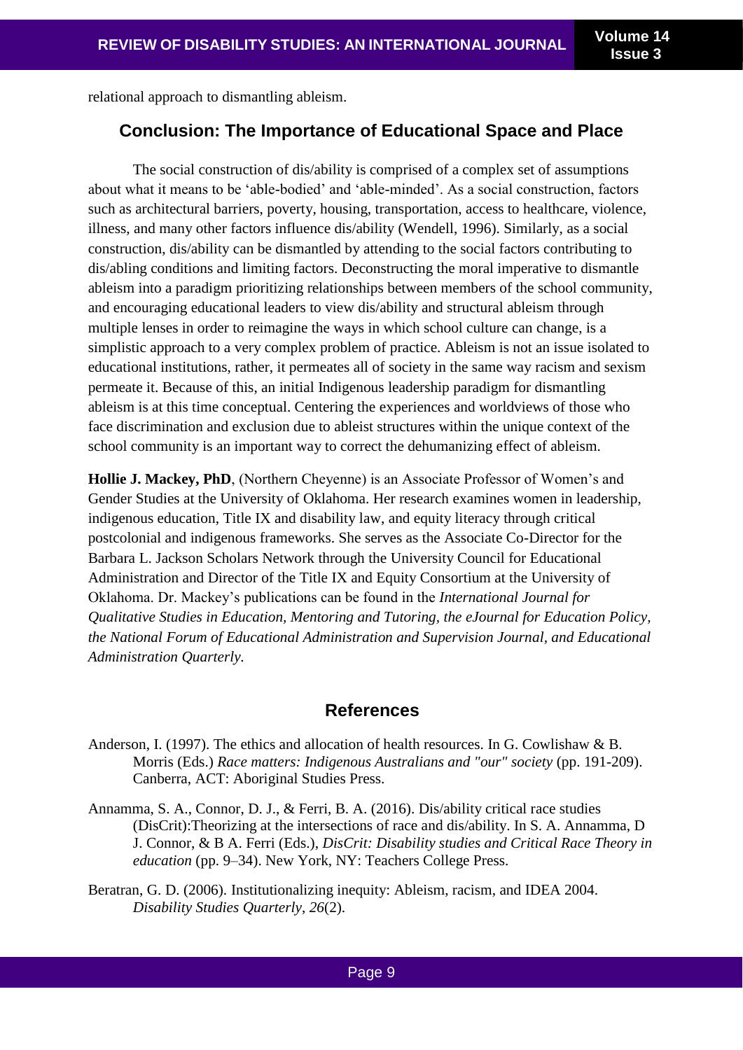relational approach to dismantling ableism.

## Conclusion: The Importance of Educational Space and Place

The social construction of dis/ability is comprised of a complex set of assumptions about what it means to be 'able-bodied' and 'able-minded'. As a social construction, factors such as architectural barriers, poverty, housing, transportation, access to healthcare, violence, illness, and many other factors influence dis/ability (Wendell, 1996). Similarly, as a social construction, dis/ability can be dismantled by attending to the social factors contributing to dis/abling conditions and limiting factors. Deconstructing the moral imperative to dismantle ableism into a paradigm prioritizing relationships between members of the school community, and encouraging educational leaders to view dis/ability and structural ableism through multiple lenses in order to reimagine the ways in which school culture can change, is a simplistic approach to a very complex problem of practice. Ableism is not an issue isolated to educational institutions, rather, it permeates all of society in the same way racism and sexism permeate it. Because of this, an initial Indigenous leadership paradigm for dismantling ableism is at this time conceptual. Centering the experiences and worldviews of those who face discrimination and exclusion due to ableist structures within the unique context of the school community is an important way to correct the dehumanizing effect of ableism.

**Hollie J. Mackey, PhD**, (Northern Cheyenne) is an Associate Professor of Women's and Gender Studies at the University of Oklahoma. Her research examines women in leadership, indigenous education, Title IX and disability law, and equity literacy through critical postcolonial and indigenous frameworks. She serves as the Associate Co-Director for the Barbara L. Jackson Scholars Network through the University Council for Educational Administration and Director of the Title IX and Equity Consortium at the University of Oklahoma. Dr. Mackey's publications can be found in the *International Journal for Qualitative Studies in Education, Mentoring and Tutoring, the eJournal for Education Policy, the National Forum of Educational Administration and Supervision Journal, and Educational Administration Quarterly.*

## References

Anderson, I. (1997). The ethics and allocation of health resources. In G. Cowlishaw & B. Morris (Eds.) *Race matters: Indigenous Australians and "our" society* (pp. 191-209). Canberra, ACT: Aboriginal Studies Press.

Annamma, S. A., Connor, D. J., & Ferri, B. A. (2016). Dis/ability critical race studies (DisCrit):Theorizing at the intersections of race and dis/ability. In S. A. Annamma, D J. Connor, & B A. Ferri (Eds.), *DisCrit: Disability studies and Critical Race Theory in education* (pp. 9–34). New York, NY: Teachers College Press.

Beratran, G. D. (2006). Institutionalizing inequity: Ableism, racism, and IDEA 2004. *Disability Studies Quarterly*, *26*(2).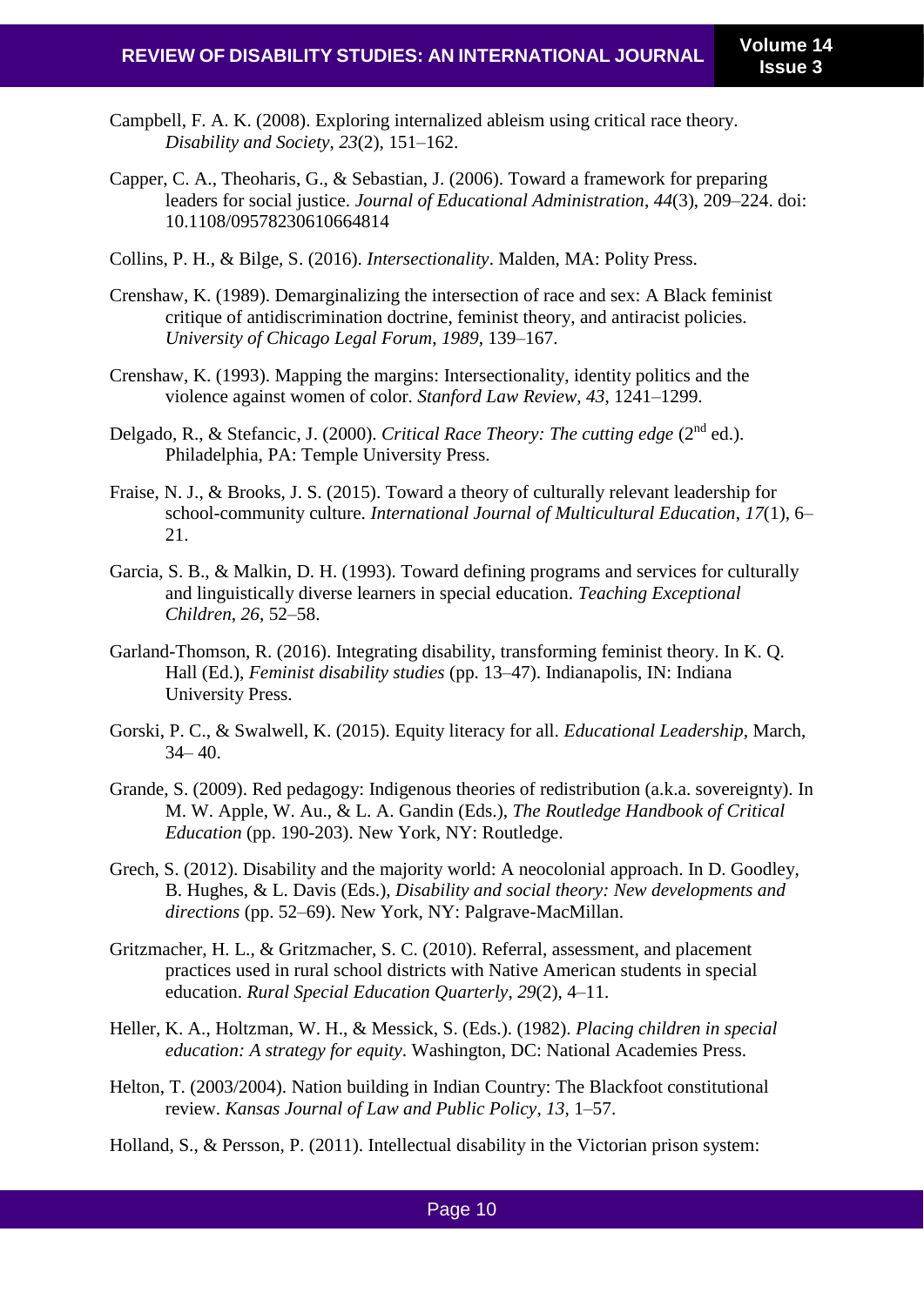Campbell, F. A. K. (2008). Exploring internalized ableism using critical race theory. *Disability and Society*, *23*(2), 151–162.

Capper, C. A., Theoharis, G., & Sebastian, J. (2006). Toward a framework for preparing leaders for social justice. *Journal of Educational Administration*, *44*(3), 209–224. doi: 10.1108/09578230610664814

Collins, P. H., & Bilge, S. (2016). *Intersectionality*. Malden, MA: Polity Press.

Crenshaw, K. (1989). Demarginalizing the intersection of race and sex: A Black feminist critique of antidiscrimination doctrine, feminist theory, and antiracist policies. *University of Chicago Legal Forum*, *1989*, 139–167.

Crenshaw, K. (1993). Mapping the margins: Intersectionality, identity politics and the violence against women of color. *Stanford Law Review*, *43*, 1241–1299.

Delgado, R., & Stefancic, J. (2000). *Critical Race Theory: The cutting edge* (2nd ed.). Philadelphia, PA: Temple University Press.

Fraise, N. J., & Brooks, J. S. (2015). Toward a theory of culturally relevant leadership for school-community culture. *International Journal of Multicultural Education*, *17*(1), 6–21.

Garcia, S. B., & Malkin, D. H. (1993). Toward defining programs and services for culturally and linguistically diverse learners in special education. *Teaching Exceptional Children*, *26*, 52–58.

Garland-Thomson, R. (2016). Integrating disability, transforming feminist theory. In K. Q. Hall (Ed.), *Feminist disability studies* (pp. 13–47). Indianapolis, IN: Indiana University Press.

Gorski, P. C., & Swalwell, K. (2015). Equity literacy for all. *Educational Leadership*, March, 34– 40.

Grande, S. (2009). Red pedagogy: Indigenous theories of redistribution (a.k.a. sovereignty). In M. W. Apple, W. Au., & L. A. Gandin (Eds.), *The Routledge Handbook of Critical Education* (pp. 190-203). New York, NY: Routledge.

Grech, S. (2012). Disability and the majority world: A neocolonial approach. In D. Goodley, B. Hughes, & L. Davis (Eds.), *Disability and social theory: New developments and directions* (pp. 52–69). New York, NY: Palgrave-MacMillan.

Gritzmacher, H. L., & Gritzmacher, S. C. (2010). Referral, assessment, and placement practices used in rural school districts with Native American students in special education. *Rural Special Education Quarterly*, *29*(2), 4–11.

Heller, K. A., Holtzman, W. H., & Messick, S. (Eds.). (1982). *Placing children in special education: A strategy for equity*. Washington, DC: National Academies Press.

Helton, T. (2003/2004). Nation building in Indian Country: The Blackfoot constitutional review. *Kansas Journal of Law and Public Policy*, *13*, 1–57.

Holland, S., & Persson, P. (2011). Intellectual disability in the Victorian prison system: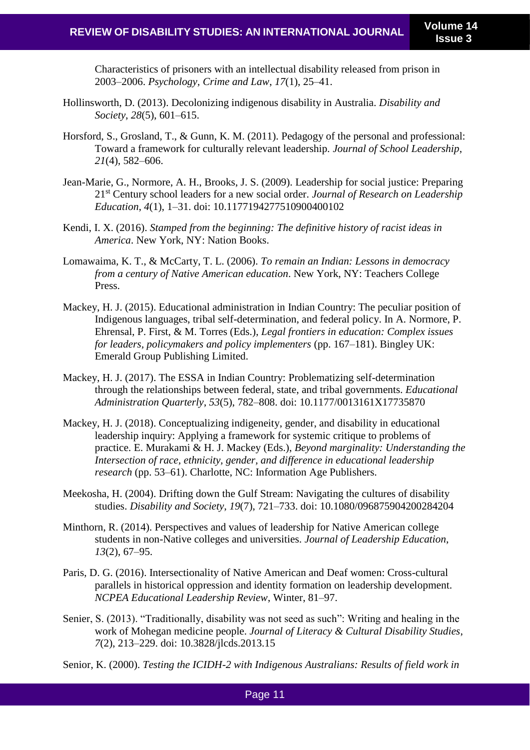Characteristics of prisoners with an intellectual disability released from prison in 2003–2006. *Psychology, Crime and Law*, *17*(1), 25–41.

Hollinsworth, D. (2013). Decolonizing indigenous disability in Australia. *Disability and Society*, *28*(5), 601–615.

Horsford, S., Grosland, T., & Gunn, K. M. (2011). Pedagogy of the personal and professional: Toward a framework for culturally relevant leadership. *Journal of School Leadership*, *21*(4), 582–606.

Jean-Marie, G., Normore, A. H., Brooks, J. S. (2009). Leadership for social justice: Preparing 21st Century school leaders for a new social order. *Journal of Research on Leadership Education*, *4*(1), 1–31. doi: 10.1177194277510900400102

Kendi, I. X. (2016). *Stamped from the beginning: The definitive history of racist ideas in America*. New York, NY: Nation Books.

Lomawaima, K. T., & McCarty, T. L. (2006). *To remain an Indian: Lessons in democracy from a century of Native American education*. New York, NY: Teachers College Press.

Mackey, H. J. (2015). Educational administration in Indian Country: The peculiar position of Indigenous languages, tribal self-determination, and federal policy. In A. Normore, P. Ehrensal, P. First, & M. Torres (Eds.), *Legal frontiers in education: Complex issues for leaders, policymakers and policy implementers* (pp. 167–181). Bingley UK: Emerald Group Publishing Limited.

Mackey, H. J. (2017). The ESSA in Indian Country: Problematizing self-determination through the relationships between federal, state, and tribal governments. *Educational Administration Quarterly*, *53*(5), 782–808. doi: 10.1177/0013161X17735870

Mackey, H. J. (2018). Conceptualizing indigeneity, gender, and disability in educational leadership inquiry: Applying a framework for systemic critique to problems of practice. E. Murakami & H. J. Mackey (Eds.), *Beyond marginality: Understanding the Intersection of race, ethnicity, gender, and difference in educational leadership research* (pp. 53–61). Charlotte, NC: Information Age Publishers.

Meekosha, H. (2004). Drifting down the Gulf Stream: Navigating the cultures of disability studies. *Disability and Society*, *19*(7), 721–733. doi: 10.1080/096875904200284204

Minthorn, R. (2014). Perspectives and values of leadership for Native American college students in non-Native colleges and universities. *Journal of Leadership Education*, *13*(2), 67–95.

Paris, D. G. (2016). Intersectionality of Native American and Deaf women: Cross-cultural parallels in historical oppression and identity formation on leadership development. *NCPEA Educational Leadership Review*, Winter, 81–97.

Senier, S. (2013). "Traditionally, disability was not seed as such": Writing and healing in the work of Mohegan medicine people. *Journal of Literacy & Cultural Disability Studies*, *7*(2), 213–229. doi: 10.3828/jlcds.2013.15

Senior, K. (2000). *Testing the ICIDH-2 with Indigenous Australians: Results of field work in*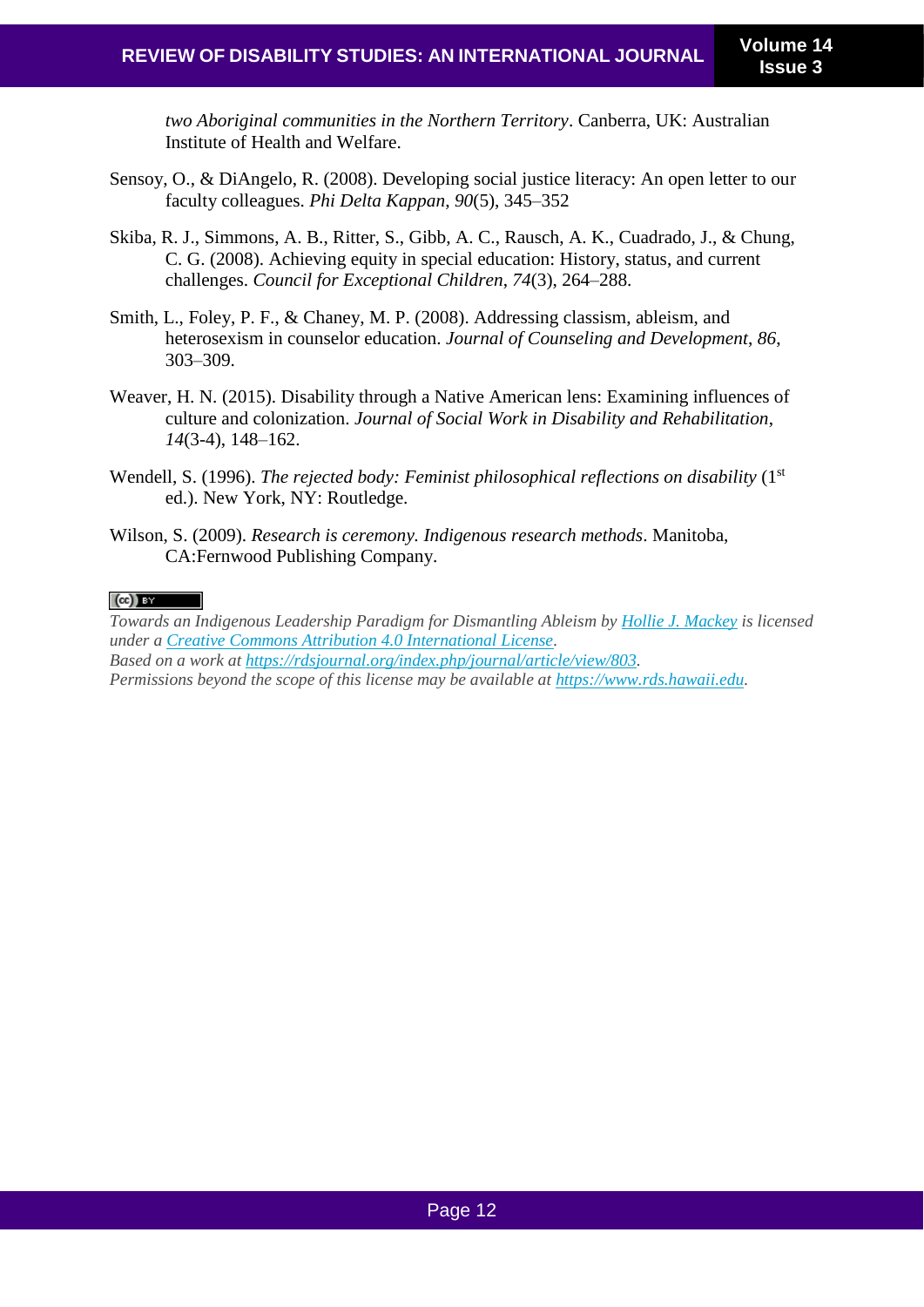*two Aboriginal communities in the Northern Territory*. Canberra, UK: Australian Institute of Health and Welfare.

Sensoy, O., & DiAngelo, R. (2008). Developing social justice literacy: An open letter to our faculty colleagues. *Phi Delta Kappan*, *90*(5), 345–352

Skiba, R. J., Simmons, A. B., Ritter, S., Gibb, A. C., Rausch, A. K., Cuadrado, J., & Chung, C. G. (2008). Achieving equity in special education: History, status, and current challenges. *Council for Exceptional Children*, *74*(3), 264–288.

Smith, L., Foley, P. F., & Chaney, M. P. (2008). Addressing classism, ableism, and heterosexism in counselor education. *Journal of Counseling and Development*, *86*, 303–309.

Weaver, H. N. (2015). Disability through a Native American lens: Examining influences of culture and colonization. *Journal of Social Work in Disability and Rehabilitation*, *14*(3-4), 148–162.

Wendell, S. (1996). *The rejected body: Feminist philosophical reflections on disability* (1st ed.). New York, NY: Routledge.

Wilson, S. (2009). *Research is ceremony. Indigenous research methods*. Manitoba, CA:Fernwood Publishing Company.

*Towards an Indigenous Leadership Paradigm for Dismantling Ableism by [Hollie J. Mackey] is licensed under a [Creative Commons Attribution 4.0 International License].*
*Based on a work at https://rdsjournal.org/index.php/journal/article/view/803.*
*Permissions beyond the scope of this license may be available at https://www.rds.hawaii.edu.*